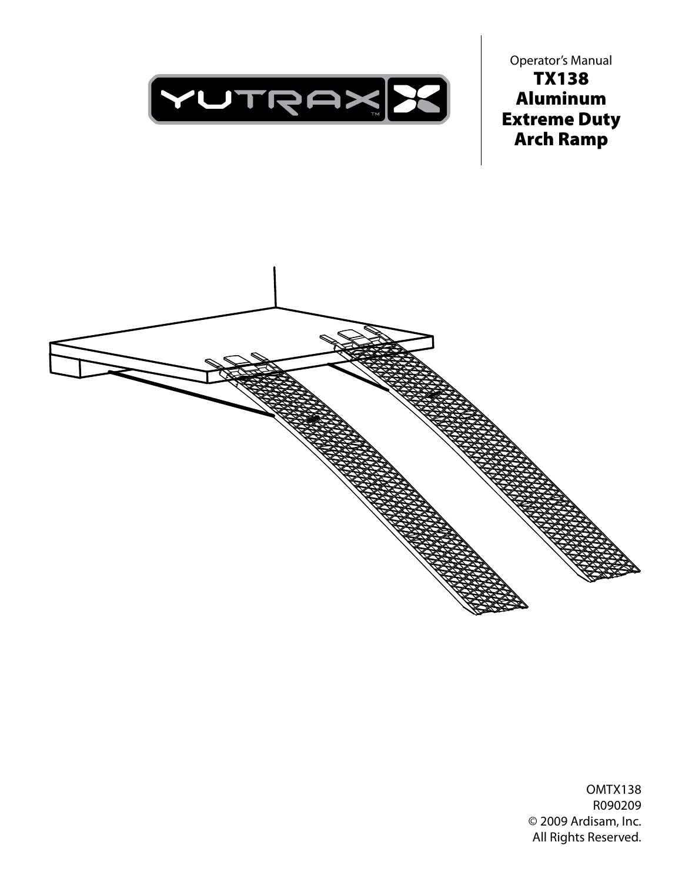Operator's Manual

# TX138 Aluminum Extreme Duty Arch Ramp

OMTX138
R090209
© 2009 Ardisam, Inc.
All Rights Reserved.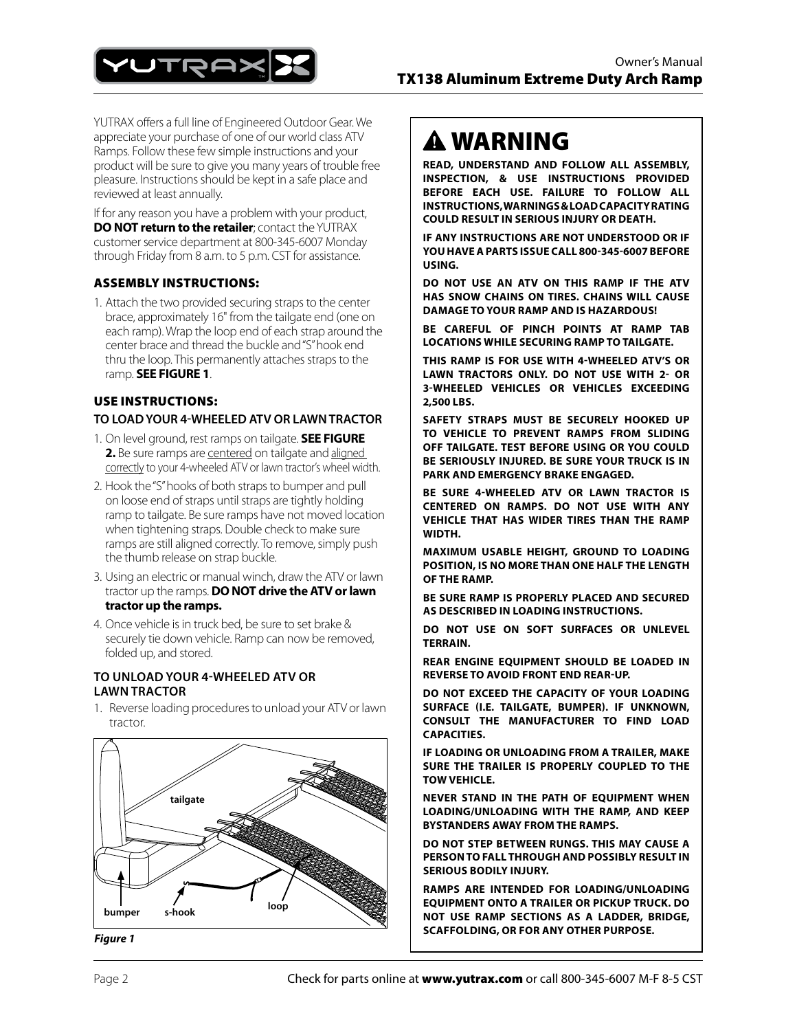YUTRAX offers a full line of Engineered Outdoor Gear. We appreciate your purchase of one of our world class ATV Ramps. Follow these few simple instructions and your product will be sure to give you many years of trouble free pleasure. Instructions should be kept in a safe place and reviewed at least annually.

If for any reason you have a problem with your product, **DO NOT return to the retailer**; contact the YUTRAX customer service department at 800-345-6007 Monday through Friday from 8 a.m. to 5 p.m. CST for assistance.

## ASSEMBLY INSTRUCTIONS:

1. Attach the two provided securing straps to the center brace, approximately 16" from the tailgate end (one on each ramp). Wrap the loop end of each strap around the center brace and thread the buckle and "S" hook end thru the loop. This permanently attaches straps to the ramp. **SEE FIGURE 1**.

## USE INSTRUCTIONS:

### TO LOAD YOUR 4-WHEELED ATV OR LAWN TRACTOR

1. On level ground, rest ramps on tailgate. **SEE FIGURE 2.** Be sure ramps are centered on tailgate and aligned correctly to your 4-wheeled ATV or lawn tractor's wheel width.
2. Hook the "S" hooks of both straps to bumper and pull on loose end of straps until straps are tightly holding ramp to tailgate. Be sure ramps have not moved location when tightening straps. Double check to make sure ramps are still aligned correctly. To remove, simply push the thumb release on strap buckle.
3. Using an electric or manual winch, draw the ATV or lawn tractor up the ramps. **DO NOT drive the ATV or lawn tractor up the ramps.**
4. Once vehicle is in truck bed, be sure to set brake & securely tie down vehicle. Ramp can now be removed, folded up, and stored.

### TO UNLOAD YOUR 4-WHEELED ATV OR LAWN TRACTOR

1. Reverse loading procedures to unload your ATV or lawn tractor.

tailgate

bumper s-hook loop

*Figure 1*

# ⚠ WARNING

**READ, UNDERSTAND AND FOLLOW ALL ASSEMBLY, INSPECTION, & USE INSTRUCTIONS PROVIDED BEFORE EACH USE. FAILURE TO FOLLOW ALL INSTRUCTIONS, WARNINGS & LOAD CAPACITY RATING COULD RESULT IN SERIOUS INJURY OR DEATH.**

**IF ANY INSTRUCTIONS ARE NOT UNDERSTOOD OR IF YOU HAVE A PARTS ISSUE CALL 800-345-6007 BEFORE USING.**

**DO NOT USE AN ATV ON THIS RAMP IF THE ATV HAS SNOW CHAINS ON TIRES. CHAINS WILL CAUSE DAMAGE TO YOUR RAMP AND IS HAZARDOUS!**

**BE CAREFUL OF PINCH POINTS AT RAMP TAB LOCATIONS WHILE SECURING RAMP TO TAILGATE.**

**THIS RAMP IS FOR USE WITH 4-WHEELED ATV'S OR LAWN TRACTORS ONLY. DO NOT USE WITH 2- OR 3-WHEELED VEHICLES OR VEHICLES EXCEEDING 2,500 LBS.**

**SAFETY STRAPS MUST BE SECURELY HOOKED UP TO VEHICLE TO PREVENT RAMPS FROM SLIDING OFF TAILGATE. TEST BEFORE USING OR YOU COULD BE SERIOUSLY INJURED. BE SURE YOUR TRUCK IS IN PARK AND EMERGENCY BRAKE ENGAGED.**

**BE SURE 4-WHEELED ATV OR LAWN TRACTOR IS CENTERED ON RAMPS. DO NOT USE WITH ANY VEHICLE THAT HAS WIDER TIRES THAN THE RAMP WIDTH.**

**MAXIMUM USABLE HEIGHT, GROUND TO LOADING POSITION, IS NO MORE THAN ONE HALF THE LENGTH OF THE RAMP.**

**BE SURE RAMP IS PROPERLY PLACED AND SECURED AS DESCRIBED IN LOADING INSTRUCTIONS.**

**DO NOT USE ON SOFT SURFACES OR UNLEVEL TERRAIN.**

**REAR ENGINE EQUIPMENT SHOULD BE LOADED IN REVERSE TO AVOID FRONT END REAR-UP.**

**DO NOT EXCEED THE CAPACITY OF YOUR LOADING SURFACE (I.E. TAILGATE, BUMPER). IF UNKNOWN, CONSULT THE MANUFACTURER TO FIND LOAD CAPACITIES.**

**IF LOADING OR UNLOADING FROM A TRAILER, MAKE SURE THE TRAILER IS PROPERLY COUPLED TO THE TOW VEHICLE.**

**NEVER STAND IN THE PATH OF EQUIPMENT WHEN LOADING/UNLOADING WITH THE RAMP, AND KEEP BYSTANDERS AWAY FROM THE RAMPS.**

**DO NOT STEP BETWEEN RUNGS. THIS MAY CAUSE A PERSON TO FALL THROUGH AND POSSIBLY RESULT IN SERIOUS BODILY INJURY.**

**RAMPS ARE INTENDED FOR LOADING/UNLOADING EQUIPMENT ONTO A TRAILER OR PICKUP TRUCK. DO NOT USE RAMP SECTIONS AS A LADDER, BRIDGE, SCAFFOLDING, OR FOR ANY OTHER PURPOSE.**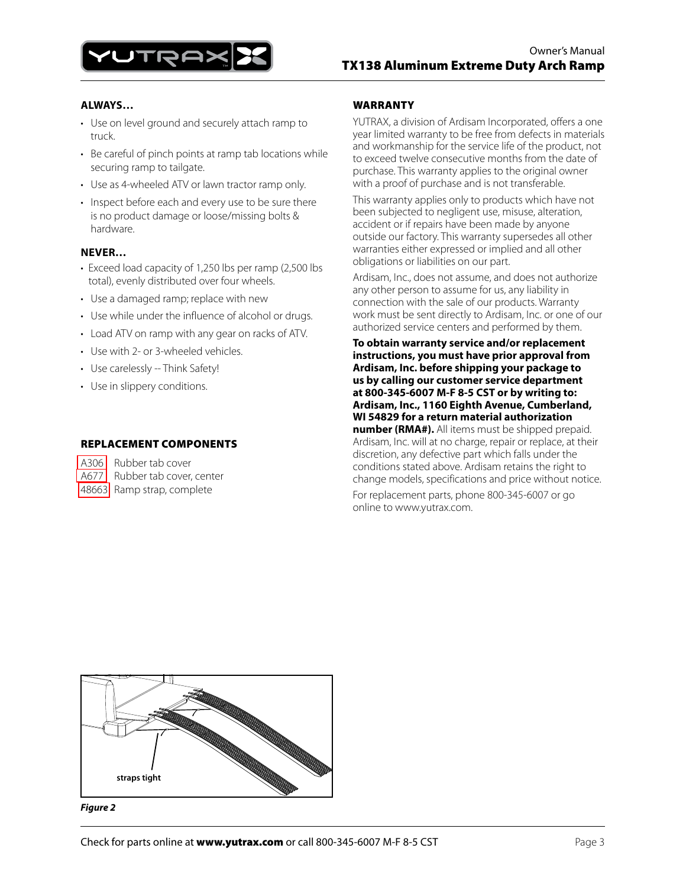### ALWAYS…

- Use on level ground and securely attach ramp to truck.
- Be careful of pinch points at ramp tab locations while securing ramp to tailgate.
- Use as 4-wheeled ATV or lawn tractor ramp only.
- Inspect before each and every use to be sure there is no product damage or loose/missing bolts & hardware.

### NEVER…

- Exceed load capacity of 1,250 lbs per ramp (2,500 lbs total), evenly distributed over four wheels.
- Use a damaged ramp; replace with new
- Use while under the influence of alcohol or drugs.
- Load ATV on ramp with any gear on racks of ATV.
- Use with 2- or 3-wheeled vehicles.
- Use carelessly -- Think Safety!
- Use in slippery conditions.

### REPLACEMENT COMPONENTS

| | |
|---|---|
| A306 | Rubber tab cover |
| A677 | Rubber tab cover, center |
| 48663 | Ramp strap, complete |

### WARRANTY

YUTRAX, a division of Ardisam Incorporated, offers a one year limited warranty to be free from defects in materials and workmanship for the service life of the product, not to exceed twelve consecutive months from the date of purchase. This warranty applies to the original owner with a proof of purchase and is not transferable.

This warranty applies only to products which have not been subjected to negligent use, misuse, alteration, accident or if repairs have been made by anyone outside our factory. This warranty supersedes all other warranties either expressed or implied and all other obligations or liabilities on our part.

Ardisam, Inc., does not assume, and does not authorize any other person to assume for us, any liability in connection with the sale of our products. Warranty work must be sent directly to Ardisam, Inc. or one of our authorized service centers and performed by them.

**To obtain warranty service and/or replacement instructions, you must have prior approval from Ardisam, Inc. before shipping your package to us by calling our customer service department at 800-345-6007 M-F 8-5 CST or by writing to: Ardisam, Inc., 1160 Eighth Avenue, Cumberland, WI 54829 for a return material authorization number (RMA#).** All items must be shipped prepaid. Ardisam, Inc. will at no charge, repair or replace, at their discretion, any defective part which falls under the conditions stated above. Ardisam retains the right to change models, specifications and price without notice.

For replacement parts, phone 800-345-6007 or go online to www.yutrax.com.

straps tight

*Figure 2*